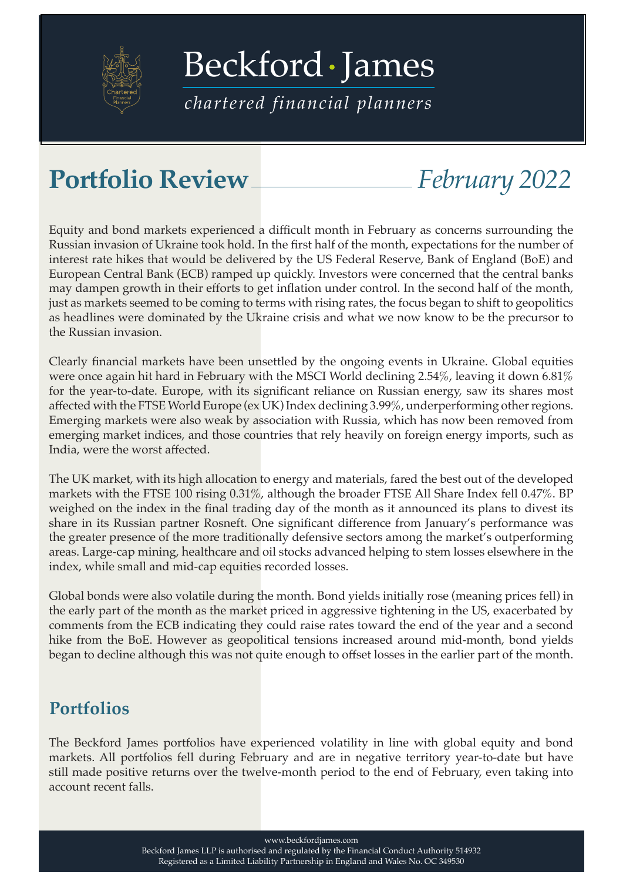# Beckford · James

*chartered financial planners*

## Portfolio Review — *February 2022*

Equity and bond markets experienced a difficult month in February as concerns surrounding the Russian invasion of Ukraine took hold. In the first half of the month, expectations for the number of interest rate hikes that would be delivered by the US Federal Reserve, Bank of England (BoE) and European Central Bank (ECB) ramped up quickly. Investors were concerned that the central banks may dampen growth in their efforts to get inflation under control. In the second half of the month, just as markets seemed to be coming to terms with rising rates, the focus began to shift to geopolitics as headlines were dominated by the Ukraine crisis and what we now know to be the precursor to the Russian invasion.

Clearly financial markets have been unsettled by the ongoing events in Ukraine. Global equities were once again hit hard in February with the MSCI World declining 2.54%, leaving it down 6.81% for the year-to-date. Europe, with its significant reliance on Russian energy, saw its shares most affected with the FTSE World Europe (ex UK) Index declining 3.99%, underperforming other regions. Emerging markets were also weak by association with Russia, which has now been removed from emerging market indices, and those countries that rely heavily on foreign energy imports, such as India, were the worst affected.

The UK market, with its high allocation to energy and materials, fared the best out of the developed markets with the FTSE 100 rising 0.31%, although the broader FTSE All Share Index fell 0.47%. BP weighed on the index in the final trading day of the month as it announced its plans to divest its share in its Russian partner Rosneft. One significant difference from January's performance was the greater presence of the more traditionally defensive sectors among the market's outperforming areas. Large-cap mining, healthcare and oil stocks advanced helping to stem losses elsewhere in the index, while small and mid-cap equities recorded losses.

Global bonds were also volatile during the month. Bond yields initially rose (meaning prices fell) in the early part of the month as the market priced in aggressive tightening in the US, exacerbated by comments from the ECB indicating they could raise rates toward the end of the year and a second hike from the BoE. However as geopolitical tensions increased around mid-month, bond yields began to decline although this was not quite enough to offset losses in the earlier part of the month.

## Portfolios

The Beckford James portfolios have experienced volatility in line with global equity and bond markets. All portfolios fell during February and are in negative territory year-to-date but have still made positive returns over the twelve-month period to the end of February, even taking into account recent falls.

www.beckfordjames.com
Beckford James LLP is authorised and regulated by the Financial Conduct Authority 514932
Registered as a Limited Liability Partnership in England and Wales No. OC 349530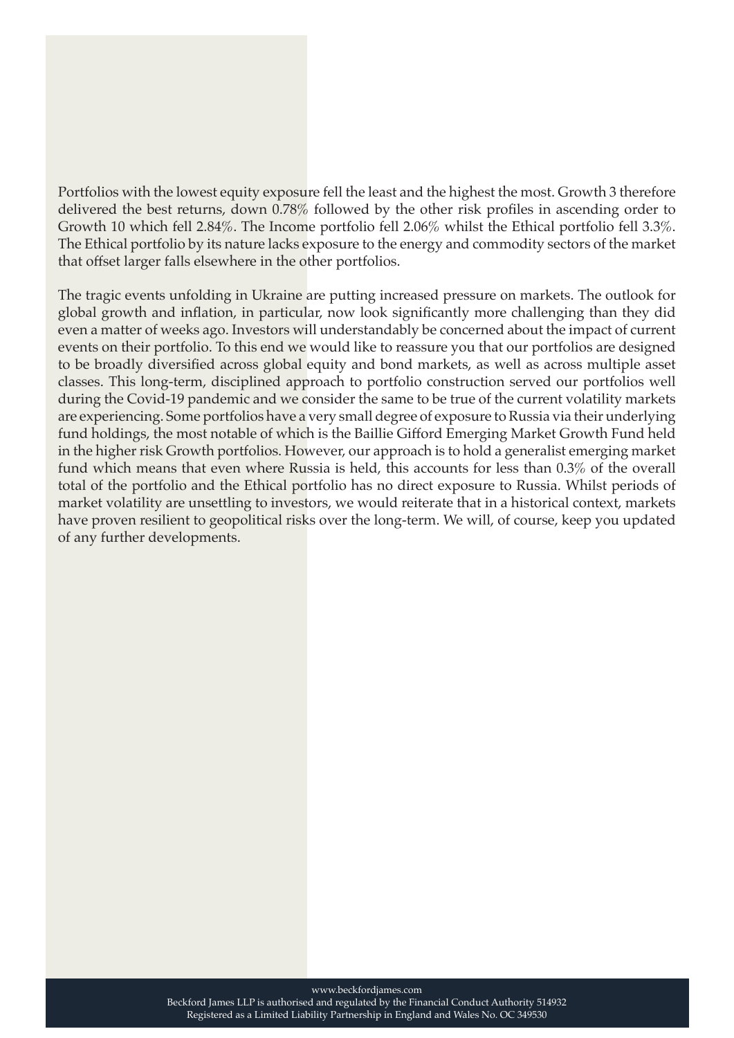Portfolios with the lowest equity exposure fell the least and the highest the most. Growth 3 therefore delivered the best returns, down 0.78% followed by the other risk profiles in ascending order to Growth 10 which fell 2.84%. The Income portfolio fell 2.06% whilst the Ethical portfolio fell 3.3%. The Ethical portfolio by its nature lacks exposure to the energy and commodity sectors of the market that offset larger falls elsewhere in the other portfolios.

The tragic events unfolding in Ukraine are putting increased pressure on markets. The outlook for global growth and inflation, in particular, now look significantly more challenging than they did even a matter of weeks ago. Investors will understandably be concerned about the impact of current events on their portfolio. To this end we would like to reassure you that our portfolios are designed to be broadly diversified across global equity and bond markets, as well as across multiple asset classes. This long-term, disciplined approach to portfolio construction served our portfolios well during the Covid-19 pandemic and we consider the same to be true of the current volatility markets are experiencing. Some portfolios have a very small degree of exposure to Russia via their underlying fund holdings, the most notable of which is the Baillie Gifford Emerging Market Growth Fund held in the higher risk Growth portfolios. However, our approach is to hold a generalist emerging market fund which means that even where Russia is held, this accounts for less than 0.3% of the overall total of the portfolio and the Ethical portfolio has no direct exposure to Russia. Whilst periods of market volatility are unsettling to investors, we would reiterate that in a historical context, markets have proven resilient to geopolitical risks over the long-term. We will, of course, keep you updated of any further developments.

www.beckfordjames.com
Beckford James LLP is authorised and regulated by the Financial Conduct Authority 514932
Registered as a Limited Liability Partnership in England and Wales No. OC 349530